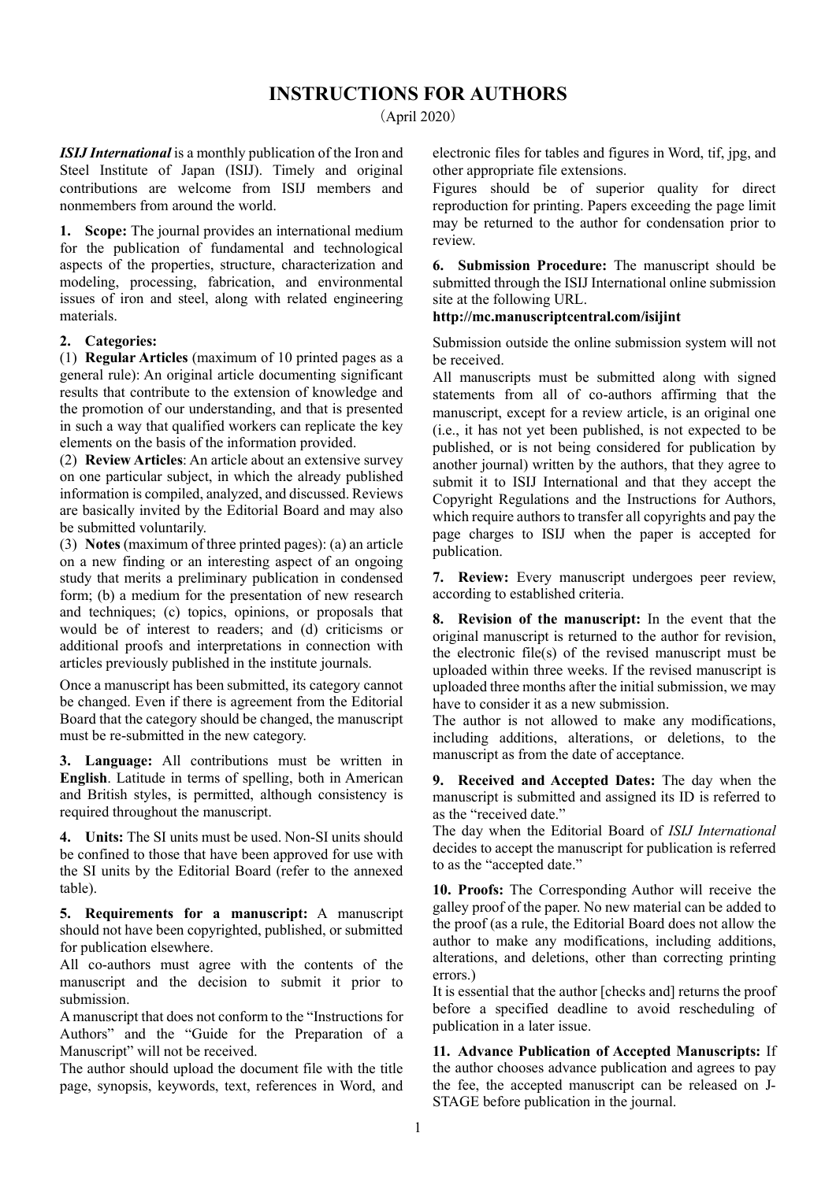# INSTRUCTIONS FOR AUTHORS

(April 2020)

***ISIJ International*** is a monthly publication of the Iron and Steel Institute of Japan (ISIJ). Timely and original contributions are welcome from ISIJ members and nonmembers from around the world.

**1. Scope:** The journal provides an international medium for the publication of fundamental and technological aspects of the properties, structure, characterization and modeling, processing, fabrication, and environmental issues of iron and steel, along with related engineering materials.

**2. Categories:**

(1) **Regular Articles** (maximum of 10 printed pages as a general rule): An original article documenting significant results that contribute to the extension of knowledge and the promotion of our understanding, and that is presented in such a way that qualified workers can replicate the key elements on the basis of the information provided.

(2) **Review Articles**: An article about an extensive survey on one particular subject, in which the already published information is compiled, analyzed, and discussed. Reviews are basically invited by the Editorial Board and may also be submitted voluntarily.

(3) **Notes** (maximum of three printed pages): (a) an article on a new finding or an interesting aspect of an ongoing study that merits a preliminary publication in condensed form; (b) a medium for the presentation of new research and techniques; (c) topics, opinions, or proposals that would be of interest to readers; and (d) criticisms or additional proofs and interpretations in connection with articles previously published in the institute journals.

Once a manuscript has been submitted, its category cannot be changed. Even if there is agreement from the Editorial Board that the category should be changed, the manuscript must be re-submitted in the new category.

**3. Language:** All contributions must be written in **English**. Latitude in terms of spelling, both in American and British styles, is permitted, although consistency is required throughout the manuscript.

**4. Units:** The SI units must be used. Non-SI units should be confined to those that have been approved for use with the SI units by the Editorial Board (refer to the annexed table).

**5. Requirements for a manuscript:** A manuscript should not have been copyrighted, published, or submitted for publication elsewhere.

All co-authors must agree with the contents of the manuscript and the decision to submit it prior to submission.

A manuscript that does not conform to the "Instructions for Authors" and the "Guide for the Preparation of a Manuscript" will not be received.

The author should upload the document file with the title page, synopsis, keywords, text, references in Word, and electronic files for tables and figures in Word, tif, jpg, and other appropriate file extensions.

Figures should be of superior quality for direct reproduction for printing. Papers exceeding the page limit may be returned to the author for condensation prior to review.

**6. Submission Procedure:** The manuscript should be submitted through the ISIJ International online submission site at the following URL.

**http://mc.manuscriptcentral.com/isijint**

Submission outside the online submission system will not be received.

All manuscripts must be submitted along with signed statements from all of co-authors affirming that the manuscript, except for a review article, is an original one (i.e., it has not yet been published, is not expected to be published, or is not being considered for publication by another journal) written by the authors, that they agree to submit it to ISIJ International and that they accept the Copyright Regulations and the Instructions for Authors, which require authors to transfer all copyrights and pay the page charges to ISIJ when the paper is accepted for publication.

**7. Review:** Every manuscript undergoes peer review, according to established criteria.

**8. Revision of the manuscript:** In the event that the original manuscript is returned to the author for revision, the electronic file(s) of the revised manuscript must be uploaded within three weeks. If the revised manuscript is uploaded three months after the initial submission, we may have to consider it as a new submission.

The author is not allowed to make any modifications, including additions, alterations, or deletions, to the manuscript as from the date of acceptance.

**9. Received and Accepted Dates:** The day when the manuscript is submitted and assigned its ID is referred to as the "received date."

The day when the Editorial Board of *ISIJ International* decides to accept the manuscript for publication is referred to as the "accepted date."

**10. Proofs:** The Corresponding Author will receive the galley proof of the paper. No new material can be added to the proof (as a rule, the Editorial Board does not allow the author to make any modifications, including additions, alterations, and deletions, other than correcting printing errors.)

It is essential that the author [checks and] returns the proof before a specified deadline to avoid rescheduling of publication in a later issue.

**11. Advance Publication of Accepted Manuscripts:** If the author chooses advance publication and agrees to pay the fee, the accepted manuscript can be released on J-STAGE before publication in the journal.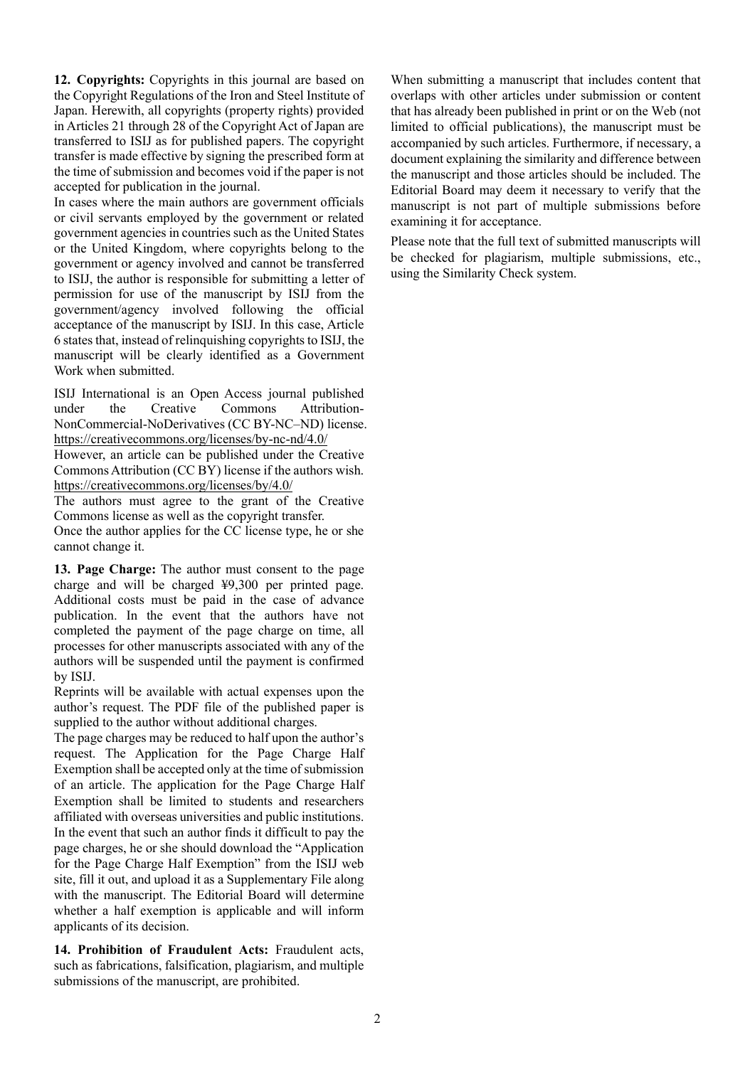**12. Copyrights:** Copyrights in this journal are based on the Copyright Regulations of the Iron and Steel Institute of Japan. Herewith, all copyrights (property rights) provided in Articles 21 through 28 of the Copyright Act of Japan are transferred to ISIJ as for published papers. The copyright transfer is made effective by signing the prescribed form at the time of submission and becomes void if the paper is not accepted for publication in the journal.

In cases where the main authors are government officials or civil servants employed by the government or related government agencies in countries such as the United States or the United Kingdom, where copyrights belong to the government or agency involved and cannot be transferred to ISIJ, the author is responsible for submitting a letter of permission for use of the manuscript by ISIJ from the government/agency involved following the official acceptance of the manuscript by ISIJ. In this case, Article 6 states that, instead of relinquishing copyrights to ISIJ, the manuscript will be clearly identified as a Government Work when submitted.

ISIJ International is an Open Access journal published under the Creative Commons Attribution-NonCommercial-NoDerivatives (CC BY-NC–ND) license. https://creativecommons.org/licenses/by-nc-nd/4.0/

However, an article can be published under the Creative Commons Attribution (CC BY) license if the authors wish. https://creativecommons.org/licenses/by/4.0/

The authors must agree to the grant of the Creative Commons license as well as the copyright transfer.

Once the author applies for the CC license type, he or she cannot change it.

**13. Page Charge:** The author must consent to the page charge and will be charged ¥9,300 per printed page. Additional costs must be paid in the case of advance publication. In the event that the authors have not completed the payment of the page charge on time, all processes for other manuscripts associated with any of the authors will be suspended until the payment is confirmed by ISIJ.

Reprints will be available with actual expenses upon the author's request. The PDF file of the published paper is supplied to the author without additional charges.

The page charges may be reduced to half upon the author's request. The Application for the Page Charge Half Exemption shall be accepted only at the time of submission of an article. The application for the Page Charge Half Exemption shall be limited to students and researchers affiliated with overseas universities and public institutions. In the event that such an author finds it difficult to pay the page charges, he or she should download the "Application for the Page Charge Half Exemption" from the ISIJ web site, fill it out, and upload it as a Supplementary File along with the manuscript. The Editorial Board will determine whether a half exemption is applicable and will inform applicants of its decision.

**14. Prohibition of Fraudulent Acts:** Fraudulent acts, such as fabrications, falsification, plagiarism, and multiple submissions of the manuscript, are prohibited.

When submitting a manuscript that includes content that overlaps with other articles under submission or content that has already been published in print or on the Web (not limited to official publications), the manuscript must be accompanied by such articles. Furthermore, if necessary, a document explaining the similarity and difference between the manuscript and those articles should be included. The Editorial Board may deem it necessary to verify that the manuscript is not part of multiple submissions before examining it for acceptance.

Please note that the full text of submitted manuscripts will be checked for plagiarism, multiple submissions, etc., using the Similarity Check system.